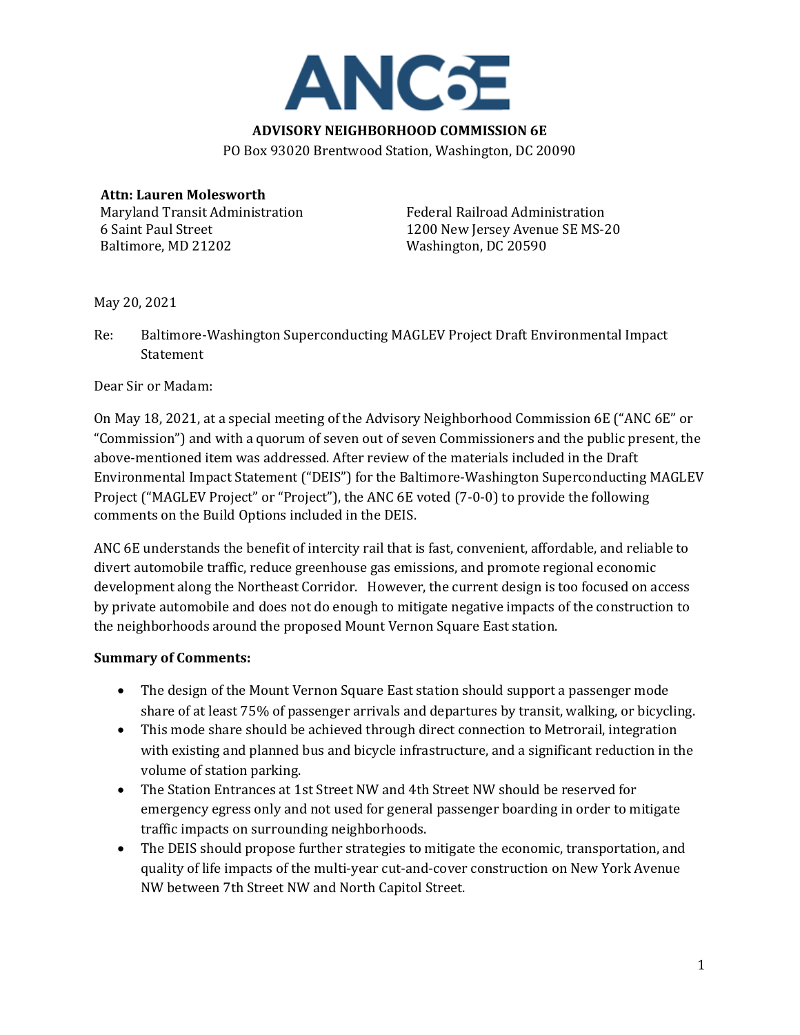# ANC6E

**ADVISORY NEIGHBORHOOD COMMISSION 6E**

PO Box 93020 Brentwood Station, Washington, DC 20090

**Attn: Lauren Molesworth**
Maryland Transit Administration
6 Saint Paul Street
Baltimore, MD 21202

Federal Railroad Administration
1200 New Jersey Avenue SE MS-20
Washington, DC 20590

May 20, 2021

Re: Baltimore-Washington Superconducting MAGLEV Project Draft Environmental Impact Statement

Dear Sir or Madam:

On May 18, 2021, at a special meeting of the Advisory Neighborhood Commission 6E ("ANC 6E" or "Commission") and with a quorum of seven out of seven Commissioners and the public present, the above-mentioned item was addressed. After review of the materials included in the Draft Environmental Impact Statement ("DEIS") for the Baltimore-Washington Superconducting MAGLEV Project ("MAGLEV Project" or "Project"), the ANC 6E voted (7-0-0) to provide the following comments on the Build Options included in the DEIS.

ANC 6E understands the benefit of intercity rail that is fast, convenient, affordable, and reliable to divert automobile traffic, reduce greenhouse gas emissions, and promote regional economic development along the Northeast Corridor. However, the current design is too focused on access by private automobile and does not do enough to mitigate negative impacts of the construction to the neighborhoods around the proposed Mount Vernon Square East station.

**Summary of Comments:**

- The design of the Mount Vernon Square East station should support a passenger mode share of at least 75% of passenger arrivals and departures by transit, walking, or bicycling.
- This mode share should be achieved through direct connection to Metrorail, integration with existing and planned bus and bicycle infrastructure, and a significant reduction in the volume of station parking.
- The Station Entrances at 1st Street NW and 4th Street NW should be reserved for emergency egress only and not used for general passenger boarding in order to mitigate traffic impacts on surrounding neighborhoods.
- The DEIS should propose further strategies to mitigate the economic, transportation, and quality of life impacts of the multi-year cut-and-cover construction on New York Avenue NW between 7th Street NW and North Capitol Street.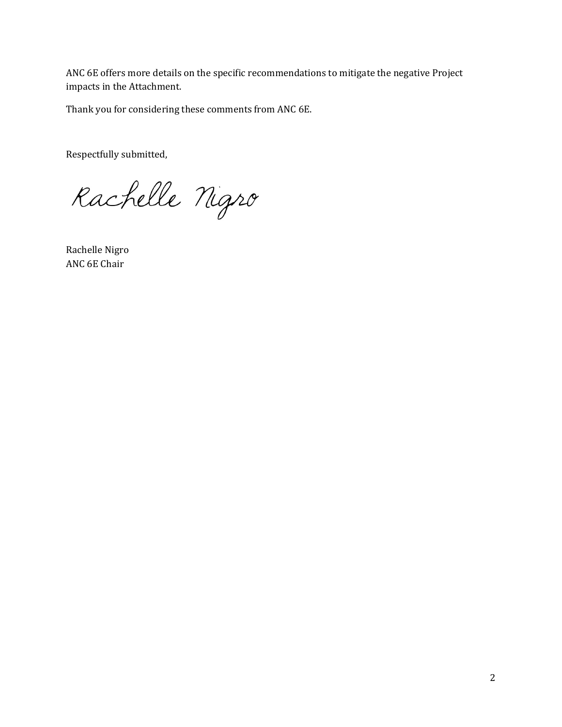ANC 6E offers more details on the specific recommendations to mitigate the negative Project impacts in the Attachment.

Thank you for considering these comments from ANC 6E.

Respectfully submitted,

Rachelle Nigro

Rachelle Nigro
ANC 6E Chair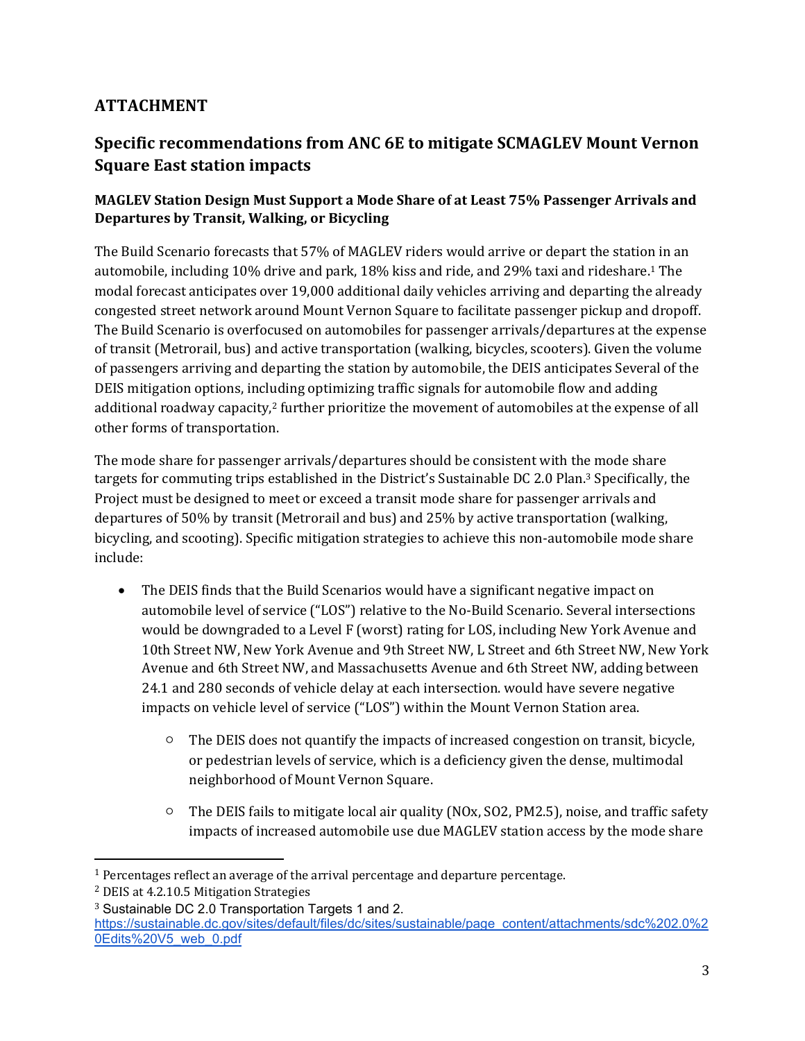## ATTACHMENT

## Specific recommendations from ANC 6E to mitigate SCMAGLEV Mount Vernon Square East station impacts

### MAGLEV Station Design Must Support a Mode Share of at Least 75% Passenger Arrivals and Departures by Transit, Walking, or Bicycling

The Build Scenario forecasts that 57% of MAGLEV riders would arrive or depart the station in an automobile, including 10% drive and park, 18% kiss and ride, and 29% taxi and rideshare.[1] The modal forecast anticipates over 19,000 additional daily vehicles arriving and departing the already congested street network around Mount Vernon Square to facilitate passenger pickup and dropoff. The Build Scenario is overfocused on automobiles for passenger arrivals/departures at the expense of transit (Metrorail, bus) and active transportation (walking, bicycles, scooters). Given the volume of passengers arriving and departing the station by automobile, the DEIS anticipates Several of the DEIS mitigation options, including optimizing traffic signals for automobile flow and adding additional roadway capacity,[2] further prioritize the movement of automobiles at the expense of all other forms of transportation.

The mode share for passenger arrivals/departures should be consistent with the mode share targets for commuting trips established in the District's Sustainable DC 2.0 Plan.[3] Specifically, the Project must be designed to meet or exceed a transit mode share for passenger arrivals and departures of 50% by transit (Metrorail and bus) and 25% by active transportation (walking, bicycling, and scooting). Specific mitigation strategies to achieve this non-automobile mode share include:

- The DEIS finds that the Build Scenarios would have a significant negative impact on automobile level of service ("LOS") relative to the No-Build Scenario. Several intersections would be downgraded to a Level F (worst) rating for LOS, including New York Avenue and 10th Street NW, New York Avenue and 9th Street NW, L Street and 6th Street NW, New York Avenue and 6th Street NW, and Massachusetts Avenue and 6th Street NW, adding between 24.1 and 280 seconds of vehicle delay at each intersection. would have severe negative impacts on vehicle level of service ("LOS") within the Mount Vernon Station area.
    - The DEIS does not quantify the impacts of increased congestion on transit, bicycle, or pedestrian levels of service, which is a deficiency given the dense, multimodal neighborhood of Mount Vernon Square.
    - The DEIS fails to mitigate local air quality ($NO_x$, $SO_2$, $PM_{2.5}$), noise, and traffic safety impacts of increased automobile use due MAGLEV station access by the mode share

---

[1] Percentages reflect an average of the arrival percentage and departure percentage.

[2] DEIS at 4.2.10.5 Mitigation Strategies

[3] Sustainable DC 2.0 Transportation Targets 1 and 2. https://sustainable.dc.gov/sites/default/files/dc/sites/sustainable/page_content/attachments/sdc%202.0%20Edits%20V5_web_0.pdf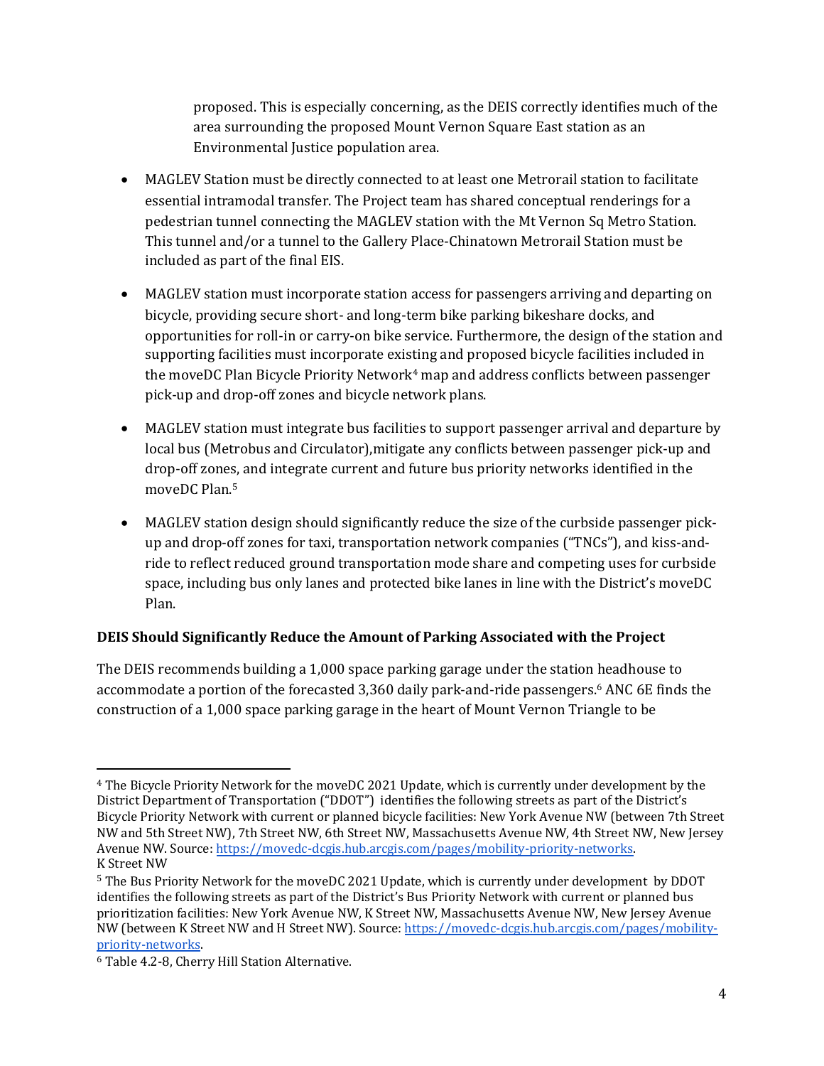proposed. This is especially concerning, as the DEIS correctly identifies much of the area surrounding the proposed Mount Vernon Square East station as an Environmental Justice population area.

- MAGLEV Station must be directly connected to at least one Metrorail station to facilitate essential intramodal transfer. The Project team has shared conceptual renderings for a pedestrian tunnel connecting the MAGLEV station with the Mt Vernon Sq Metro Station. This tunnel and/or a tunnel to the Gallery Place-Chinatown Metrorail Station must be included as part of the final EIS.

- MAGLEV station must incorporate station access for passengers arriving and departing on bicycle, providing secure short- and long-term bike parking bikeshare docks, and opportunities for roll-in or carry-on bike service. Furthermore, the design of the station and supporting facilities must incorporate existing and proposed bicycle facilities included in the moveDC Plan Bicycle Priority Network[4] map and address conflicts between passenger pick-up and drop-off zones and bicycle network plans.

- MAGLEV station must integrate bus facilities to support passenger arrival and departure by local bus (Metrobus and Circulator),mitigate any conflicts between passenger pick-up and drop-off zones, and integrate current and future bus priority networks identified in the moveDC Plan.[5]

- MAGLEV station design should significantly reduce the size of the curbside passenger pick-up and drop-off zones for taxi, transportation network companies ("TNCs"), and kiss-and-ride to reflect reduced ground transportation mode share and competing uses for curbside space, including bus only lanes and protected bike lanes in line with the District's moveDC Plan.

**DEIS Should Significantly Reduce the Amount of Parking Associated with the Project**

The DEIS recommends building a 1,000 space parking garage under the station headhouse to accommodate a portion of the forecasted 3,360 daily park-and-ride passengers.[6] ANC 6E finds the construction of a 1,000 space parking garage in the heart of Mount Vernon Triangle to be

---

[4] The Bicycle Priority Network for the moveDC 2021 Update, which is currently under development by the District Department of Transportation ("DDOT") identifies the following streets as part of the District's Bicycle Priority Network with current or planned bicycle facilities: New York Avenue NW (between 7th Street NW and 5th Street NW), 7th Street NW, 6th Street NW, Massachusetts Avenue NW, 4th Street NW, New Jersey Avenue NW. Source: https://movedc-dcgis.hub.arcgis.com/pages/mobility-priority-networks.
K Street NW

[5] The Bus Priority Network for the moveDC 2021 Update, which is currently under development by DDOT identifies the following streets as part of the District's Bus Priority Network with current or planned bus prioritization facilities: New York Avenue NW, K Street NW, Massachusetts Avenue NW, New Jersey Avenue NW (between K Street NW and H Street NW). Source: https://movedc-dcgis.hub.arcgis.com/pages/mobility-priority-networks.

[6] Table 4.2-8, Cherry Hill Station Alternative.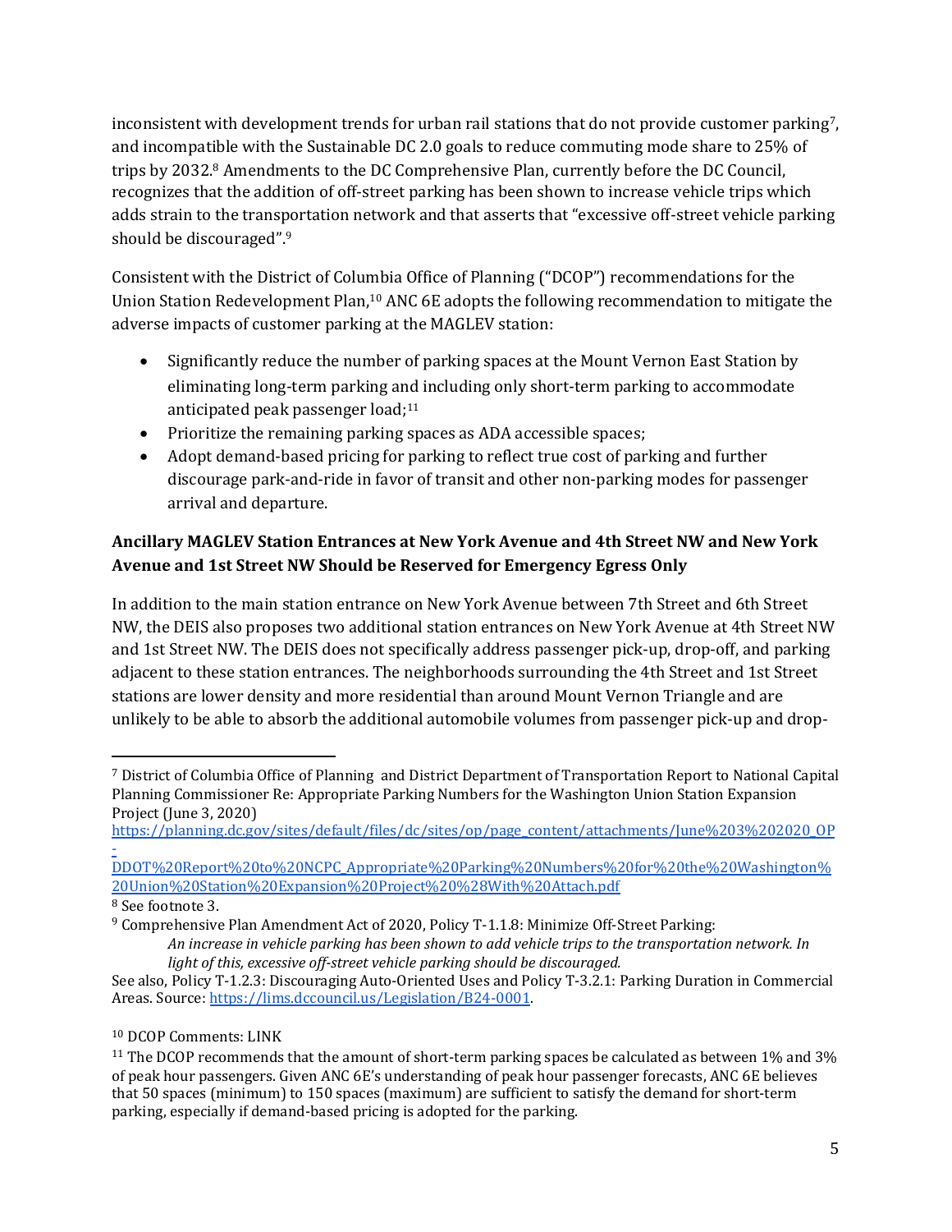inconsistent with development trends for urban rail stations that do not provide customer parking[7], and incompatible with the Sustainable DC 2.0 goals to reduce commuting mode share to 25% of trips by 2032.[8] Amendments to the DC Comprehensive Plan, currently before the DC Council, recognizes that the addition of off-street parking has been shown to increase vehicle trips which adds strain to the transportation network and that asserts that "excessive off-street vehicle parking should be discouraged".[9]

Consistent with the District of Columbia Office of Planning ("DCOP") recommendations for the Union Station Redevelopment Plan,[10] ANC 6E adopts the following recommendation to mitigate the adverse impacts of customer parking at the MAGLEV station:

- Significantly reduce the number of parking spaces at the Mount Vernon East Station by eliminating long-term parking and including only short-term parking to accommodate anticipated peak passenger load;[11]
- Prioritize the remaining parking spaces as ADA accessible spaces;
- Adopt demand-based pricing for parking to reflect true cost of parking and further discourage park-and-ride in favor of transit and other non-parking modes for passenger arrival and departure.

**Ancillary MAGLEV Station Entrances at New York Avenue and 4th Street NW and New York Avenue and 1st Street NW Should be Reserved for Emergency Egress Only**

In addition to the main station entrance on New York Avenue between 7th Street and 6th Street NW, the DEIS also proposes two additional station entrances on New York Avenue at 4th Street NW and 1st Street NW. The DEIS does not specifically address passenger pick-up, drop-off, and parking adjacent to these station entrances. The neighborhoods surrounding the 4th Street and 1st Street stations are lower density and more residential than around Mount Vernon Triangle and are unlikely to be able to absorb the additional automobile volumes from passenger pick-up and drop-

---

[7] District of Columbia Office of Planning and District Department of Transportation Report to National Capital Planning Commissioner Re: Appropriate Parking Numbers for the Washington Union Station Expansion Project (June 3, 2020) https://planning.dc.gov/sites/default/files/dc/sites/op/page_content/attachments/June%203%202020_OP-DDOT%20Report%20to%20NCPC_Appropriate%20Parking%20Numbers%20for%20the%20Washington%20Union%20Station%20Expansion%20Project%20%28With%20Attach.pdf

[8] See footnote 3.

[9] Comprehensive Plan Amendment Act of 2020, Policy T-1.1.8: Minimize Off-Street Parking:

> *An increase in vehicle parking has been shown to add vehicle trips to the transportation network. In light of this, excessive off-street vehicle parking should be discouraged.*

See also, Policy T-1.2.3: Discouraging Auto-Oriented Uses and Policy T-3.2.1: Parking Duration in Commercial Areas. Source: https://lims.dccouncil.us/Legislation/B24-0001.

[10] DCOP Comments: LINK

[11] The DCOP recommends that the amount of short-term parking spaces be calculated as between 1% and 3% of peak hour passengers. Given ANC 6E's understanding of peak hour passenger forecasts, ANC 6E believes that 50 spaces (minimum) to 150 spaces (maximum) are sufficient to satisfy the demand for short-term parking, especially if demand-based pricing is adopted for the parking.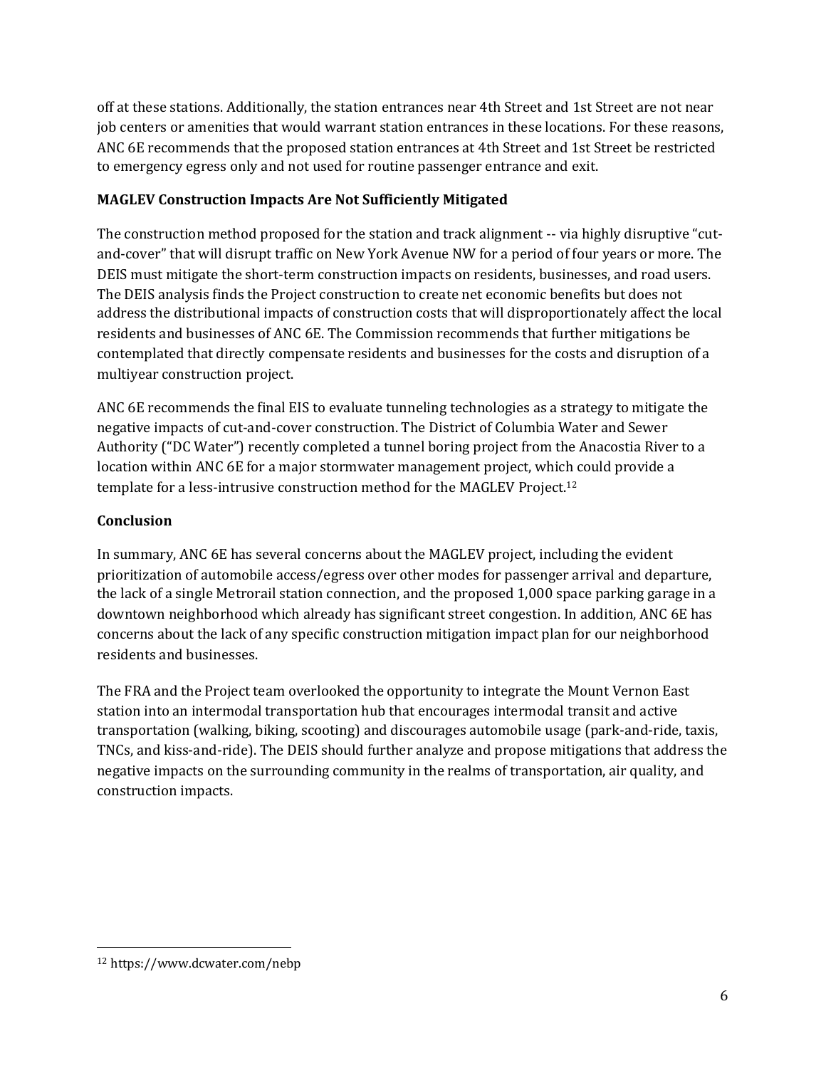off at these stations. Additionally, the station entrances near 4th Street and 1st Street are not near job centers or amenities that would warrant station entrances in these locations. For these reasons, ANC 6E recommends that the proposed station entrances at 4th Street and 1st Street be restricted to emergency egress only and not used for routine passenger entrance and exit.

**MAGLEV Construction Impacts Are Not Sufficiently Mitigated**

The construction method proposed for the station and track alignment -- via highly disruptive "cut-and-cover" that will disrupt traffic on New York Avenue NW for a period of four years or more. The DEIS must mitigate the short-term construction impacts on residents, businesses, and road users. The DEIS analysis finds the Project construction to create net economic benefits but does not address the distributional impacts of construction costs that will disproportionately affect the local residents and businesses of ANC 6E. The Commission recommends that further mitigations be contemplated that directly compensate residents and businesses for the costs and disruption of a multiyear construction project.

ANC 6E recommends the final EIS to evaluate tunneling technologies as a strategy to mitigate the negative impacts of cut-and-cover construction. The District of Columbia Water and Sewer Authority ("DC Water") recently completed a tunnel boring project from the Anacostia River to a location within ANC 6E for a major stormwater management project, which could provide a template for a less-intrusive construction method for the MAGLEV Project.[12]

**Conclusion**

In summary, ANC 6E has several concerns about the MAGLEV project, including the evident prioritization of automobile access/egress over other modes for passenger arrival and departure, the lack of a single Metrorail station connection, and the proposed 1,000 space parking garage in a downtown neighborhood which already has significant street congestion. In addition, ANC 6E has concerns about the lack of any specific construction mitigation impact plan for our neighborhood residents and businesses.

The FRA and the Project team overlooked the opportunity to integrate the Mount Vernon East station into an intermodal transportation hub that encourages intermodal transit and active transportation (walking, biking, scooting) and discourages automobile usage (park-and-ride, taxis, TNCs, and kiss-and-ride). The DEIS should further analyze and propose mitigations that address the negative impacts on the surrounding community in the realms of transportation, air quality, and construction impacts.

[12] https://www.dcwater.com/nebp